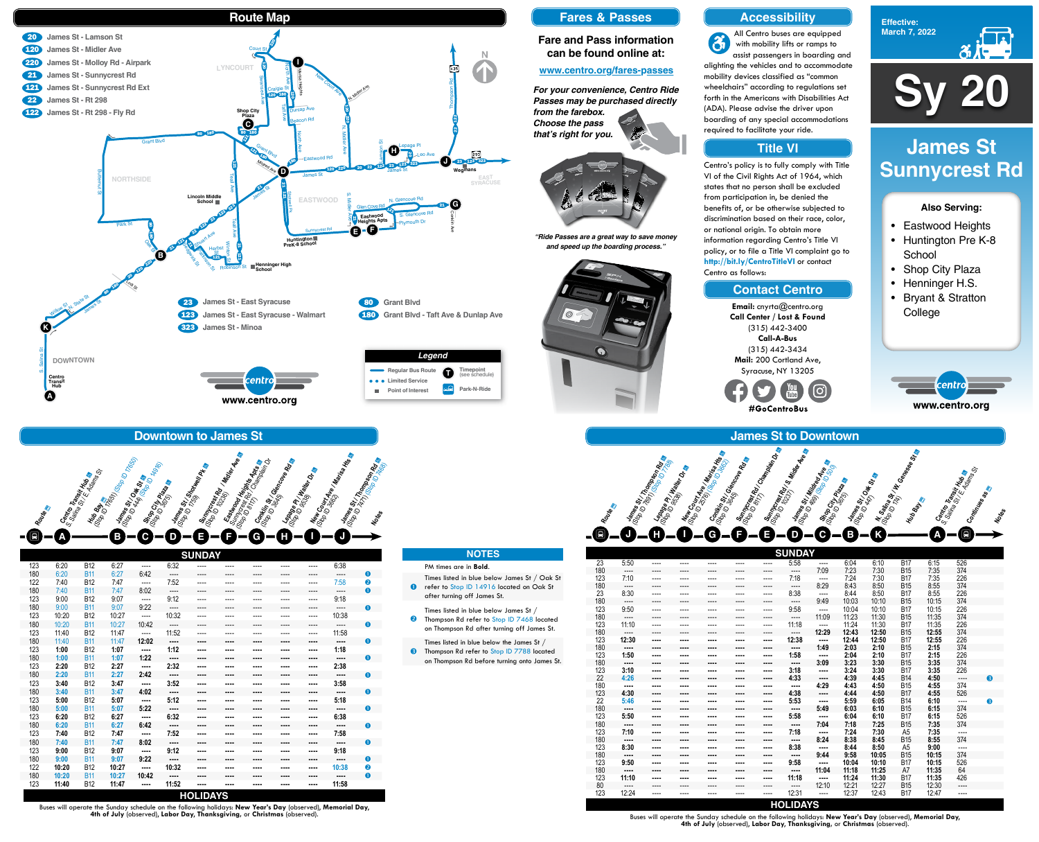# Sy 20

Effective: March 7, 2022

## James St Sunnycrest Rd

**Also Serving:**

- Eastwood Heights
- Huntington Pre K-8 School
- Shop City Plaza
- Henninger H.S.
- Bryant & Stratton College

www.centro.org

## Route Map

- 20 James St - Lamson St
- 120 James St - Midler Ave
- 220 James St - Molloy Rd - Airpark
- 21 James St - Sunnycrest Rd
- 121 James St - Sunnycrest Rd Ext
- 22 James St - Rt 298
- 122 James St - Rt 298 - Fly Rd
- 23 James St - East Syracuse
- 123 James St - East Syracuse - Walmart
- 323 James St - Minoa
- 80 Grant Blvd
- 180 Grant Blvd - Taft Ave & Dunlap Ave

**Legend**: Regular Bus Route; Limited Service; Point of Interest; Timepoint (see schedule); Park-N-Ride

www.centro.org

## Fares & Passes

Fare and Pass information can be found online at:

www.centro.org/fares-passes

*For your convenience, Centro Ride Passes may be purchased directly from the farebox. Choose the pass that's right for you.*

*"Ride Passes are a great way to save money and speed up the boarding process."*

## Accessibility

All Centro buses are equipped with mobility lifts or ramps to assist passengers in boarding and alighting the vehicles and to accommodate mobility devices classified as "common wheelchairs" according to regulations set forth in the Americans with Disabilities Act (ADA). Please advise the driver upon boarding of any special accommodations required to facilitate your ride.

## Title VI

Centro's policy is to fully comply with Title VI of the Civil Rights Act of 1964, which states that no person shall be excluded from participation in, be denied the benefits of, or be otherwise subjected to discrimination based on their race, color, or national origin. To obtain more information regarding Centro's Title VI policy, or to file a Title VI complaint go to http://bit.ly/CentroTitleVI or contact Centro as follows:

## Contact Centro

**Email:** cnyrta@centro.org
**Call Center / Lost & Found**
(315) 442-3400
**Call-A-Bus**
(315) 442-3434
**Mail:** 200 Cortland Ave, Syracuse, NY 13205

#GoCentroBus

## Downtown to James St

**SUNDAY**

| Route | A Centro Transit Hub S. Salina St / E. Adams St | Hub Bay | B James St / Oak St (Stop ID 444) | C Shop City Plaza (Stop ID 5675) | D James St / Shotwell Pk (Stop ID 7159) | E Sunnycrest Rd / Midler Ave (Stop ID 10236) | F Eastwood Heights Apts Sunnycrest Rd / Champlain Dr (Stop ID 8177) | G Conklin St / Glencove Rd (Stop ID 3645) | H Lepage Pl / Walter Dr (Stop ID 8538) | I New Court Ave / Marisa Hts (Stop ID 5862) | J James St / Thompson Rd (Stop ID 7471) | Notes |
|---|---|---|---|---|---|---|---|---|---|---|---|---|
| 123 | 6:20 | B12 | 6:27 | ---- | 6:32 | ---- | ---- | ---- | ---- | ---- | 6:38 | |
| 180 | 6:20 | B11 | 6:27 | 6:42 | ---- | ---- | ---- | ---- | ---- | ---- | ---- | 1 |
| 122 | 7:40 | B12 | 7:47 | ---- | 7:52 | ---- | ---- | ---- | ---- | ---- | 7:58 | 2 |
| 180 | 7:40 | B11 | 7:47 | 8:02 | ---- | ---- | ---- | ---- | ---- | ---- | ---- | 1 |
| 123 | 9:00 | B12 | 9:07 | ---- | 9:12 | ---- | ---- | ---- | ---- | ---- | 9:18 | |
| 180 | 9:00 | B11 | 9:07 | 9:22 | ---- | ---- | ---- | ---- | ---- | ---- | ---- | 1 |
| 123 | 10:20 | B12 | 10:27 | ---- | 10:32 | ---- | ---- | ---- | ---- | ---- | 10:38 | |
| 180 | 10:20 | B11 | 10:27 | 10:42 | ---- | ---- | ---- | ---- | ---- | ---- | ---- | 1 |
| 123 | 11:40 | B12 | 11:47 | ---- | 11:52 | ---- | ---- | ---- | ---- | ---- | 11:58 | |
| 180 | 11:40 | B11 | 11:47 | **12:02** | ---- | ---- | ---- | ---- | ---- | ---- | ---- | 1 |
| 123 | **1:00** | B12 | **1:07** | ---- | **1:12** | ---- | ---- | ---- | ---- | ---- | **1:18** | |
| 180 | **1:00** | B11 | **1:07** | **1:22** | ---- | ---- | ---- | ---- | ---- | ---- | ---- | 1 |
| 123 | **2:20** | B12 | **2:27** | ---- | **2:32** | ---- | ---- | ---- | ---- | ---- | **2:38** | |
| 180 | **2:20** | B11 | **2:27** | **2:42** | ---- | ---- | ---- | ---- | ---- | ---- | ---- | 1 |
| 123 | **3:40** | B12 | **3:47** | ---- | **3:52** | ---- | ---- | ---- | ---- | ---- | **3:58** | |
| 180 | **3:40** | B11 | **3:47** | **4:02** | ---- | ---- | ---- | ---- | ---- | ---- | ---- | 1 |
| 123 | **5:00** | B12 | **5:07** | ---- | **5:12** | ---- | ---- | ---- | ---- | ---- | **5:18** | |
| 180 | **5:00** | B11 | **5:07** | **5:22** | ---- | ---- | ---- | ---- | ---- | ---- | ---- | 1 |
| 123 | **6:20** | B12 | **6:27** | ---- | **6:32** | ---- | ---- | ---- | ---- | ---- | **6:38** | |
| 180 | **6:20** | B11 | **6:27** | **6:42** | ---- | ---- | ---- | ---- | ---- | ---- | ---- | 1 |
| 123 | **7:40** | B12 | **7:47** | ---- | **7:52** | ---- | ---- | ---- | ---- | ---- | **7:58** | |
| 180 | **7:40** | B11 | **7:47** | **8:02** | ---- | ---- | ---- | ---- | ---- | ---- | ---- | 1 |
| 123 | **9:00** | B12 | **9:07** | ---- | **9:12** | ---- | ---- | ---- | ---- | ---- | **9:18** | |
| 180 | **9:00** | B11 | **9:07** | **9:22** | ---- | ---- | ---- | ---- | ---- | ---- | ---- | 1 |
| 122 | **10:20** | B12 | **10:27** | ---- | **10:32** | ---- | ---- | ---- | ---- | ---- | **10:38** | 2 |
| 180 | **10:20** | B11 | **10:27** | **10:42** | ---- | ---- | ---- | ---- | ---- | ---- | ---- | 1 |
| 123 | **11:40** | B12 | **11:47** | ---- | **11:52** | ---- | ---- | ---- | ---- | ---- | **11:58** | |

**HOLIDAYS**

Buses will operate the Sunday schedule on the following holidays: **New Year's Day** (observed), **Memorial Day, 4th of July** (observed), **Labor Day, Thanksgiving,** or **Christmas** (observed).

## NOTES

PM times are in **Bold**.

1. Times listed in blue below James St / Oak St refer to Stop ID 14916 located on Oak St after turning off James St.
2. Times listed in blue below James St / Thompson Rd refer to Stop ID 7468 located on Thompson Rd after turning off James St.
3. Times listed in blue below the James St / Thompson Rd refer to Stop ID 7788 located on Thompson Rd before turning onto James St.

## James St to Downtown

**SUNDAY**

| Route | J James St / Thompson Rd (Stop ID 7891) (Stop ID 7788) | H Lepage Pl / Walter Dr (Stop ID 8536) | I New Court Ave / Marisa Hts (Stop ID 2576) (Stop ID 5863) | G Conklin St / Glencove Rd (Stop ID 3649) | F Sunnycrest Rd / Champlain Dr (Stop ID 8177) | E Sunnycrest Rd / S. Midler Ave (Stop ID 10237) | D James St / Milford Ave (Stop ID 7499) (Stop ID 5019) | C Shop City Plaza (Stop ID 5675) | B James St / Oak St (Stop ID 447) | K N. Salina St / W. Genesee St (Stop ID 774) | Hub Bay | A Centro Transit Hub S. Salina St / E. Adams St | Continues as | Notes |
|---|---|---|---|---|---|---|---|---|---|---|---|---|---|---|
| 23 | 5:50 | ---- | ---- | ---- | ---- | ---- | 5:58 | ---- | 6:04 | 6:10 | B17 | 6:15 | 526 | |
| 180 | ---- | ---- | ---- | ---- | ---- | ---- | ---- | 7:09 | 7:23 | 7:30 | B15 | 7:35 | 374 | |
| 123 | 7:10 | ---- | ---- | ---- | ---- | ---- | 7:18 | ---- | 7:24 | 7:30 | B17 | 7:35 | 226 | |
| 180 | ---- | ---- | ---- | ---- | ---- | ---- | ---- | 8:29 | 8:43 | 8:50 | B15 | 8:55 | 374 | |
| 23 | 8:30 | ---- | ---- | ---- | ---- | ---- | 8:38 | ---- | 8:44 | 8:50 | B17 | 8:55 | 226 | |
| 180 | ---- | ---- | ---- | ---- | ---- | ---- | ---- | 9:49 | 10:03 | 10:10 | B15 | 10:15 | 374 | |
| 123 | 9:50 | ---- | ---- | ---- | ---- | ---- | 9:58 | ---- | 10:04 | 10:10 | B17 | 10:15 | 226 | |
| 180 | ---- | ---- | ---- | ---- | ---- | ---- | ---- | 11:09 | 11:23 | 11:30 | B15 | 11:35 | 374 | |
| 123 | 11:10 | ---- | ---- | ---- | ---- | ---- | 11:18 | ---- | 11:24 | 11:30 | B17 | 11:35 | 226 | |
| 180 | ---- | ---- | ---- | ---- | ---- | ---- | ---- | **12:29** | **12:43** | **12:50** | B15 | **12:55** | 374 | |
| 123 | **12:30** | ---- | ---- | ---- | ---- | ---- | **12:38** | ---- | **12:44** | **12:50** | B17 | **12:55** | 226 | |
| 180 | ---- | ---- | ---- | ---- | ---- | ---- | ---- | **1:49** | **2:03** | **2:10** | B15 | **2:15** | 374 | |
| 123 | **1:50** | ---- | ---- | ---- | ---- | ---- | **1:58** | ---- | **2:04** | **2:10** | B17 | **2:15** | 226 | |
| 180 | ---- | ---- | ---- | ---- | ---- | ---- | ---- | **3:09** | **3:23** | **3:30** | B15 | **3:35** | 374 | |
| 123 | **3:10** | ---- | ---- | ---- | ---- | ---- | **3:18** | ---- | **3:24** | **3:30** | B17 | **3:35** | 226 | |
| 22 | **4:26** | ---- | ---- | ---- | ---- | ---- | **4:33** | ---- | **4:39** | **4:45** | B14 | **4:50** | ---- | 3 |
| 180 | ---- | ---- | ---- | ---- | ---- | ---- | ---- | **4:29** | **4:43** | **4:50** | B15 | **4:55** | 374 | |
| 123 | **4:30** | ---- | ---- | ---- | ---- | ---- | **4:38** | ---- | **4:44** | **4:50** | B17 | **4:55** | 526 | |
| 22 | **5:46** | ---- | ---- | ---- | ---- | ---- | **5:53** | ---- | **5:59** | **6:05** | B14 | **6:10** | ---- | 3 |
| 180 | ---- | ---- | ---- | ---- | ---- | ---- | ---- | **5:49** | **6:03** | **6:10** | B15 | **6:15** | 374 | |
| 123 | **5:50** | ---- | ---- | ---- | ---- | ---- | **5:58** | ---- | **6:04** | **6:10** | B17 | **6:15** | 526 | |
| 180 | ---- | ---- | ---- | ---- | ---- | ---- | ---- | **7:04** | **7:18** | **7:25** | B15 | **7:35** | 374 | |
| 123 | **7:10** | ---- | ---- | ---- | ---- | ---- | **7:18** | ---- | **7:24** | **7:30** | A5 | **7:35** | ---- | |
| 180 | ---- | ---- | ---- | ---- | ---- | ---- | ---- | **8:24** | **8:38** | **8:45** | B15 | **8:55** | 374 | |
| 123 | **8:30** | ---- | ---- | ---- | ---- | ---- | **8:38** | ---- | **8:44** | **8:50** | A5 | **9:00** | ---- | |
| 180 | ---- | ---- | ---- | ---- | ---- | ---- | ---- | **9:44** | **9:58** | **10:05** | B15 | **10:15** | 374 | |
| 123 | **9:50** | ---- | ---- | ---- | ---- | ---- | **9:58** | ---- | **10:04** | **10:10** | B17 | **10:15** | 526 | |
| 180 | ---- | ---- | ---- | ---- | ---- | ---- | ---- | **11:04** | **11:18** | **11:25** | A7 | **11:35** | 64 | |
| 123 | **11:10** | ---- | ---- | ---- | ---- | ---- | **11:18** | ---- | **11:24** | **11:30** | B17 | **11:35** | 426 | |
| 80 | ---- | ---- | ---- | ---- | ---- | ---- | ---- | 12:10 | 12:21 | 12:27 | B15 | 12:30 | ---- | |
| 123 | 12:24 | ---- | ---- | ---- | ---- | ---- | 12:31 | ---- | 12:37 | 12:43 | B17 | 12:47 | ---- | |

**HOLIDAYS**

Buses will operate the Sunday schedule on the following holidays: **New Year's Day** (observed), **Memorial Day, 4th of July** (observed), **Labor Day, Thanksgiving,** or **Christmas** (observed).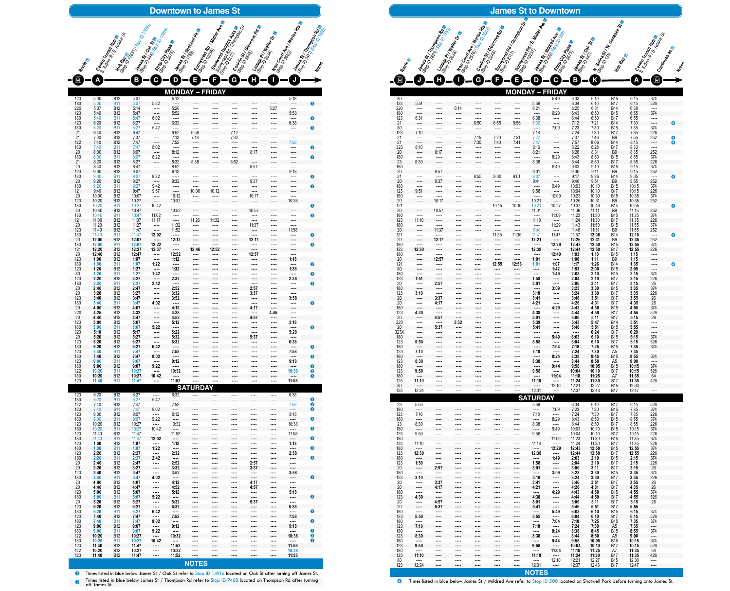# Downtown to James St

## MONDAY – FRIDAY

| Route | A: Centro Transit Hub S. Salina St / E. Adams St | Hub Bay (Stop ID 17651) (Stop ID 17650) | B: James St / Oak St (Stop ID 444) (Stop ID 14916) | C: Shop City Plaza (Stop ID 3675) | D: James St / Shotwell Pk (Stop ID 1739) | E: Sunnycrest Rd / Midler Ave (Stop ID 10236) | F: Eastwood Heights Apts Sunnycrest Rd / Champlain Dr (Stop ID 8117) | G: Conklin St / Glencove Rd (Stop ID 3645) | H: Legge Pl / Walter Dr (Stop ID 9538) | I: New Court Ave / Marisa Hts (Stop ID 5682) | J: James St / Thompson Rd (Stop ID 1471) (Stop ID 7468) | Notes |
|---|---|---|---|---|---|---|---|---|---|---|---|---|
| 123 | 5:00 | B12 | 5:07 | ---- | 5:12 | ---- | ---- | ---- | ---- | ---- | 5:18 | |
| 180 | 5:00 | B11 | 5:07 | 5:22 | ---- | ---- | ---- | ---- | ---- | ---- | ---- | 1 |
| 220 | 5:07 | B12 | 5:14 | ---- | 5:20 | ---- | ---- | ---- | ---- | 5:27 | ---- | |
| 123 | 5:40 | B12 | 5:47 | ---- | 5:52 | ---- | ---- | ---- | ---- | ---- | 5:58 | |
| 180 | 5:40 | B11 | 5:47 | 6:02 | ---- | ---- | ---- | ---- | ---- | ---- | ---- | 1 |
| 123 | 6:20 | B12 | 6:27 | ---- | 6:32 | ---- | ---- | ---- | ---- | ---- | 6:38 | |
| 180 | 6:20 | B11 | 6:27 | 6:42 | ---- | ---- | ---- | ---- | ---- | ---- | ---- | 1 |
| 21 | 6:40 | B12 | 6:47 | ---- | 6:52 | 6:58 | ---- | 7:12 | ---- | ---- | ---- | |
| 21 | 7:00 | B12 | 7:07 | ---- | 7:12 | 7:18 | ---- | 7:32 | ---- | ---- | ---- | |
| 122 | 7:40 | B12 | 7:47 | ---- | 7:52 | ---- | ---- | ---- | ---- | ---- | 7:58 | |
| 180 | 7:40 | B11 | 7:47 | 8:02 | ---- | ---- | ---- | ---- | ---- | ---- | ---- | 1 |
| 20 | 8:00 | B12 | 8:07 | ---- | 8:12 | ---- | ---- | ---- | 8:17 | ---- | ---- | |
| 180 | 8:00 | B11 | 8:07 | 8:22 | ---- | ---- | ---- | ---- | ---- | ---- | ---- | 1 |
| 21 | 8:20 | B12 | 8:27 | ---- | 8:32 | 8:38 | ---- | 8:52 | ---- | ---- | ---- | |
| 20 | 8:40 | B12 | 8:47 | ---- | 8:52 | ---- | ---- | ---- | 8:57 | ---- | ---- | |
| 123 | 9:00 | B12 | 9:07 | ---- | 9:12 | ---- | ---- | ---- | ---- | ---- | 9:18 | |
| 180 | 9:00 | B11 | 9:07 | 9:22 | ---- | ---- | ---- | ---- | ---- | ---- | ---- | 1 |
| 20 | 9:20 | B12 | 9:27 | ---- | 9:32 | ---- | ---- | ---- | 9:37 | ---- | ---- | |
| 180 | 9:20 | B11 | 9:27 | 9:42 | ---- | ---- | ---- | ---- | ---- | ---- | ---- | 1 |
| 121 | 9:40 | B12 | 9:47 | 9:57 | ---- | 10:06 | 10:12 | ---- | ---- | ---- | ---- | |
| 20 | 10:00 | B12 | 10:07 | ---- | 10:12 | ---- | ---- | ---- | 10:17 | ---- | ---- | |
| 123 | 10:20 | B12 | 10:27 | ---- | 10:32 | ---- | ---- | ---- | ---- | ---- | 10:38 | |
| 180 | 10:20 | B11 | 10:27 | 10:42 | ---- | ---- | ---- | ---- | ---- | ---- | ---- | 1 |
| 20 | 10:40 | B12 | 10:47 | ---- | 10:52 | ---- | ---- | ---- | 10:57 | ---- | ---- | |
| 180 | 10:40 | B11 | 10:47 | 11:02 | ---- | ---- | ---- | ---- | ---- | ---- | ---- | 1 |
| 121 | 11:00 | B12 | 11:07 | 11:17 | ---- | 11:26 | 11:32 | ---- | ---- | ---- | ---- | |
| 20 | 11:20 | B12 | 11:27 | ---- | 11:32 | ---- | ---- | ---- | 11:37 | ---- | ---- | |
| 123 | 11:40 | B12 | 11:47 | ---- | 11:52 | ---- | ---- | ---- | ---- | ---- | 11:58 | |
| 180 | 11:40 | B11 | 11:47 | 12:02 | ---- | ---- | ---- | ---- | ---- | ---- | ---- | 1 |
| 20 | 12:00 | B12 | 12:07 | ---- | 12:12 | ---- | ---- | ---- | 12:17 | ---- | ---- | |
| 180 | 12:00 | B11 | 12:07 | 12:22 | ---- | ---- | ---- | ---- | ---- | ---- | ---- | 1 |
| 121 | 12:20 | B12 | 12:27 | 12:37 | ---- | 12:46 | 12:52 | ---- | ---- | ---- | ---- | |
| 20 | 12:40 | B12 | 12:47 | ---- | 12:52 | ---- | ---- | ---- | 12:57 | ---- | ---- | |
| 123 | 1:00 | B12 | 1:07 | ---- | 1:12 | ---- | ---- | ---- | ---- | ---- | 1:18 | |
| 180 | 1:00 | B11 | 1:07 | 1:22 | ---- | ---- | ---- | ---- | ---- | ---- | ---- | 1 |
| 123 | 1:20 | B12 | 1:27 | ---- | 1:32 | ---- | ---- | ---- | ---- | ---- | 1:38 | |
| 80 | 1:20 | B11 | 1:27 | 1:42 | ---- | ---- | ---- | ---- | ---- | ---- | ---- | 1 |
| 123 | 2:20 | B12 | 2:27 | ---- | 2:32 | ---- | ---- | ---- | ---- | ---- | 2:38 | |
| 180 | 2:20 | B11 | 2:27 | 2:42 | ---- | ---- | ---- | ---- | ---- | ---- | ---- | 1 |
| 20 | 2:40 | B12 | 2:47 | ---- | 2:52 | ---- | ---- | ---- | 2:57 | ---- | ---- | |
| 20 | 3:20 | B12 | 3:27 | ---- | 3:32 | ---- | ---- | ---- | 3:37 | ---- | ---- | |
| 123 | 3:40 | B12 | 3:47 | ---- | 3:52 | ---- | ---- | ---- | ---- | ---- | 3:58 | |
| 180 | 3:40 | B11 | 3:47 | 4:02 | ---- | ---- | ---- | ---- | ---- | ---- | ---- | 1 |
| 20 | 4:00 | B12 | 4:07 | ---- | 4:12 | ---- | ---- | ---- | 4:17 | ---- | ---- | |
| 220 | 4:25 | B12 | 4:32 | ---- | 4:38 | ---- | ---- | ---- | ---- | 4:45 | ---- | |
| 20 | 4:40 | B12 | 4:47 | ---- | 4:52 | ---- | ---- | ---- | 4:57 | ---- | ---- | |
| 123 | 5:00 | B12 | 5:07 | ---- | 5:12 | ---- | ---- | ---- | ---- | ---- | 5:18 | |
| 180 | 5:00 | B11 | 5:07 | 5:22 | ---- | ---- | ---- | ---- | ---- | ---- | ---- | 1 |
| 323 | 5:10 | B12 | 5:17 | ---- | 5:22 | ---- | ---- | ---- | ---- | ---- | 5:28 | |
| 20 | 5:20 | B12 | 5:27 | ---- | 5:32 | ---- | ---- | ---- | 5:37 | ---- | ---- | |
| 123 | 6:20 | B12 | 6:27 | ---- | 6:32 | ---- | ---- | ---- | ---- | ---- | 6:38 | |
| 180 | 6:20 | B11 | 6:27 | 6:42 | ---- | ---- | ---- | ---- | ---- | ---- | ---- | 1 |
| 123 | 7:40 | B11 | 7:47 | ---- | 7:52 | ---- | ---- | ---- | ---- | ---- | 7:58 | 1 |
| 180 | 7:40 | B12 | 7:47 | 8:02 | ---- | ---- | ---- | ---- | ---- | ---- | ---- | 1 |
| 123 | 9:00 | B11 | 9:07 | ---- | 9:12 | ---- | ---- | ---- | ---- | ---- | 9:18 | 1 |
| 180 | 9:00 | B12 | 9:07 | 9:22 | ---- | ---- | ---- | ---- | ---- | ---- | ---- | 1 |
| 122 | 10:20 | B11 | 10:27 | ---- | 10:32 | ---- | ---- | ---- | ---- | ---- | 10:38 | 2 |
| 180 | 10:20 | B12 | 10:27 | 10:42 | ---- | ---- | ---- | ---- | ---- | ---- | ---- | 1 |
| 123 | 11:40 | B11 | 11:47 | ---- | 11:52 | ---- | ---- | ---- | ---- | ---- | 11:58 | 1 |

## SATURDAY

| Route | A | Hub Bay | B | C | D | E | F | G | H | I | J | Notes |
|---|---|---|---|---|---|---|---|---|---|---|---|---|
| 123 | 6:20 | B12 | 6:27 | ---- | 6:32 | ---- | ---- | ---- | ---- | ---- | 6:38 | |
| 180 | 6:20 | B11 | 6:27 | 6:42 | ---- | ---- | ---- | ---- | ---- | ---- | ---- | 1 |
| 122 | 7:40 | B12 | 7:47 | ---- | 7:52 | ---- | ---- | ---- | ---- | ---- | 7:58 | 2 |
| 180 | 7:40 | B11 | 7:47 | 8:02 | ---- | ---- | ---- | ---- | ---- | ---- | ---- | 1 |
| 123 | 9:00 | B12 | 9:07 | ---- | 9:12 | ---- | ---- | ---- | ---- | ---- | 9:18 | |
| 180 | 9:00 | B11 | 9:07 | 9:22 | ---- | ---- | ---- | ---- | ---- | ---- | ---- | 1 |
| 123 | 10:20 | B12 | 10:27 | ---- | 10:32 | ---- | ---- | ---- | ---- | ---- | 10:38 | |
| 180 | 10:20 | B11 | 10:27 | 10:42 | ---- | ---- | ---- | ---- | ---- | ---- | ---- | 1 |
| 123 | 11:40 | B12 | 11:47 | ---- | 11:52 | ---- | ---- | ---- | ---- | ---- | 11:58 | |
| 180 | 11:40 | B11 | 11:47 | 12:02 | ---- | ---- | ---- | ---- | ---- | ---- | ---- | 1 |
| 123 | 1:00 | B12 | 1:07 | ---- | 1:12 | ---- | ---- | ---- | ---- | ---- | 1:18 | |
| 180 | 1:00 | B11 | 1:07 | 1:22 | ---- | ---- | ---- | ---- | ---- | ---- | ---- | 1 |
| 123 | 2:20 | B12 | 2:27 | ---- | 2:32 | ---- | ---- | ---- | ---- | ---- | 2:38 | |
| 180 | 2:20 | B11 | 2:27 | 2:42 | ---- | ---- | ---- | ---- | ---- | ---- | ---- | 1 |
| 20 | 2:40 | B12 | 2:47 | ---- | 2:52 | ---- | ---- | ---- | 2:57 | ---- | ---- | |
| 20 | 3:20 | B12 | 3:27 | ---- | 3:32 | ---- | ---- | ---- | 3:37 | ---- | ---- | |
| 123 | 3:40 | B12 | 3:47 | ---- | 3:52 | ---- | ---- | ---- | ---- | ---- | 3:58 | |
| 180 | 3:40 | B11 | 3:47 | 4:02 | ---- | ---- | ---- | ---- | ---- | ---- | ---- | 1 |
| 20 | 4:00 | B12 | 4:07 | ---- | 4:12 | ---- | ---- | ---- | 4:17 | ---- | ---- | |
| 20 | 4:40 | B12 | 4:47 | ---- | 4:52 | ---- | ---- | ---- | 4:57 | ---- | ---- | |
| 123 | 5:00 | B12 | 5:07 | ---- | 5:12 | ---- | ---- | ---- | ---- | ---- | 5:18 | |
| 180 | 5:00 | B11 | 5:07 | 5:22 | ---- | ---- | ---- | ---- | ---- | ---- | ---- | 1 |
| 20 | 5:20 | B12 | 5:27 | ---- | 5:32 | ---- | ---- | ---- | 5:37 | ---- | ---- | |
| 123 | 6:20 | B12 | 6:27 | ---- | 6:32 | ---- | ---- | ---- | ---- | ---- | 6:38 | |
| 180 | 6:20 | B11 | 6:27 | 6:42 | ---- | ---- | ---- | ---- | ---- | ---- | ---- | 1 |
| 123 | 7:40 | B12 | 7:47 | ---- | 7:52 | ---- | ---- | ---- | ---- | ---- | 7:58 | |
| 180 | 7:40 | B11 | 7:47 | 8:02 | ---- | ---- | ---- | ---- | ---- | ---- | ---- | 1 |
| 123 | 9:00 | B12 | 9:07 | ---- | 9:12 | ---- | ---- | ---- | ---- | ---- | 9:18 | |
| 180 | 9:00 | B11 | 9:07 | 9:22 | ---- | ---- | ---- | ---- | ---- | ---- | ---- | 1 |
| 122 | 10:20 | B12 | 10:27 | ---- | 10:32 | ---- | ---- | ---- | ---- | ---- | 10:38 | 2 |
| 180 | 10:20 | B11 | 10:27 | 10:42 | ---- | ---- | ---- | ---- | ---- | ---- | ---- | 1 |
| 123 | 11:40 | B12 | 11:47 | ---- | 11:52 | ---- | ---- | ---- | ---- | ---- | 11:58 | |
| 122 | 10:20 | B12 | 10:27 | ---- | 10:32 | ---- | ---- | ---- | ---- | ---- | 10:38 | |
| 123 | 11:40 | B12 | 11:47 | ---- | 11:52 | ---- | ---- | ---- | ---- | ---- | 11:58 | |

### NOTES

1. Times listed in blue below James St / Oak St refer to Stop ID 14916 located on Oak St after turning off James St.
2. Times listed in blue below James St / Thompson Rd refer to Stop ID 7468 located on Thompson Rd after turning off James St.

# James St to Downtown

## MONDAY – FRIDAY

| Route | J: James St / Thompson Rd (Stop ID 7891) (Stop ID 7788) | H: Legge Pl / Walter Dr (Stop ID 9538) | I: New Court Ave / Marisa Hts (Stop ID 2576) (Stop ID 5682) | G: Conklin St / Glencove Rd (Stop ID 3645) | F: Sunnycrest Rd / Champlain Dr (Stop ID 8117) | E: Sunnycrest Rd / S. Midler Ave (Stop ID 10237) | D: James St / Mildred Ave (Stop ID 499) (Stop ID 500) | C: Shop City Plaza (Stop ID 3675) | B: James St / Oak St (Stop ID 447) | K: N. Salina St / W. Genesee St (Stop ID 174) | Hub Bay | A: Centro Transit Hub S. Salina St / E. Adams St | Continues as | Notes |
|---|---|---|---|---|---|---|---|---|---|---|---|---|---|---|
| 80 | ---- | ---- | ---- | ---- | ---- | ---- | ---- | 5:49 | 6:03 | 6:10 | B15 | 6:15 | 374 | |
| 123 | 5:51 | ---- | ---- | ---- | ---- | ---- | 5:58 | ---- | 6:04 | 6:10 | B17 | 6:15 | 526 | |
| 220 | ---- | ---- | 6:14 | ---- | ---- | ---- | 6:21 | ---- | 6:25 | 6:31 | B14 | 6:38 | ---- | |
| 180 | ---- | ---- | ---- | ---- | ---- | ---- | ---- | 6:29 | 6:43 | 6:50 | B15 | 6:55 | 374 | |
| 123 | 6:31 | ---- | ---- | ---- | ---- | ---- | 6:38 | ---- | 6:44 | 6:50 | B17 | 6:55 | ---- | |
| 21 | ---- | ---- | ---- | 6:50 | 6:55 | 6:56 | 7:02 | ---- | 7:12 | 7:21 | B14 | 7:30 | ---- | 4 |
| 80 | ---- | ---- | ---- | ---- | ---- | ---- | ---- | 7:09 | 7:23 | 7:30 | B15 | 7:35 | 374 | |
| 123 | 7:10 | ---- | ---- | ---- | ---- | ---- | 7:18 | ---- | 7:24 | 7:30 | B17 | 7:35 | 226 | |
| 21 | ---- | ---- | ---- | 7:15 | 7:20 | 7:21 | 7:27 | ---- | 7:37 | 7:46 | B9 | 7:55 | 252 | 4 |
| 21 | ---- | ---- | ---- | 7:35 | 7:40 | 7:41 | 7:47 | ---- | 7:57 | 8:06 | B14 | 8:15 | ---- | 4 |
| 323 | 8:10 | ---- | ---- | ---- | ---- | ---- | 8:16 | ---- | 8:22 | 8:28 | B17 | 8:33 | ---- | |
| 20 | ---- | 8:17 | ---- | ---- | ---- | ---- | 8:21 | ---- | 8:26 | 8:31 | B9 | 8:35 | 252 | |
| 180 | ---- | ---- | ---- | ---- | ---- | ---- | ---- | 8:29 | 8:43 | 8:50 | B15 | 8:55 | 374 | |
| 23 | 8:30 | ---- | ---- | ---- | ---- | ---- | 8:38 | ---- | 8:44 | 8:50 | B17 | 8:55 | 226 | |
| 180 | ---- | ---- | ---- | ---- | ---- | ---- | ---- | 8:49 | 9:03 | 9:10 | B15 | 9:15 | 374 | |
| 20 | ---- | 8:57 | ---- | ---- | ---- | ---- | 9:01 | ---- | 9:06 | 9:11 | B9 | 9:15 | 252 | |
| 21 | ---- | ---- | ---- | 8:55 | 9:00 | 9:01 | 9:07 | ---- | 9:17 | 9:26 | B14 | 9:35 | ---- | 4 |
| 20 | ---- | 9:37 | ---- | ---- | ---- | ---- | 9:41 | ---- | 9:46 | 9:51 | B9 | 9:55 | 252 | |
| 180 | ---- | ---- | ---- | ---- | ---- | ---- | ---- | 9:49 | 10:03 | 10:10 | B15 | 10:15 | 374 | |
| 123 | 9:51 | ---- | ---- | ---- | ---- | ---- | 9:58 | ---- | 10:04 | 10:10 | B17 | 10:15 | 226 | |
| 180 | ---- | ---- | ---- | ---- | ---- | ---- | ---- | 10:09 | 10:23 | 10:30 | B15 | 10:35 | 374 | |
| 20 | ---- | 10:17 | ---- | ---- | ---- | ---- | 10:21 | ---- | 10:26 | 10:31 | B9 | 10:35 | 252 | |
| 121 | ---- | ---- | ---- | ---- | 10:15 | 10:16 | 10:21 | 10:27 | 10:37 | 10:46 | B14 | 10:55 | ---- | 4 |
| 20 | ---- | 10:57 | ---- | ---- | ---- | ---- | 11:01 | ---- | 11:06 | 11:11 | B9 | 11:15 | 252 | |
| 180 | ---- | ---- | ---- | ---- | ---- | ---- | ---- | 11:09 | 11:23 | 11:30 | B15 | 11:35 | 374 | |
| 123 | 11:10 | ---- | ---- | ---- | ---- | ---- | 11:18 | ---- | 11:24 | 11:30 | B17 | 11:35 | 226 | |
| 180 | ---- | ---- | ---- | ---- | ---- | ---- | ---- | 11:29 | 11:43 | 11:50 | B15 | 11:55 | 374 | |
| 20 | ---- | 11:37 | ---- | ---- | ---- | ---- | 11:41 | ---- | 11:46 | 11:51 | B9 | 11:55 | 252 | |
| 121 | ---- | ---- | ---- | ---- | 11:35 | 11:36 | 11:41 | 11:47 | 11:57 | 12:06 | B14 | 12:15 | ---- | 4 |
| 20 | ---- | 12:17 | ---- | ---- | ---- | ---- | 12:21 | ---- | 12:26 | 12:31 | B9 | 12:35 | 252 | |
| 180 | ---- | ---- | ---- | ---- | ---- | ---- | ---- | 12:29 | 12:43 | 12:50 | B15 | 12:55 | 374 | |
| 123 | 12:30 | ---- | ---- | ---- | ---- | ---- | 12:38 | ---- | 12:44 | 12:50 | B17 | 12:55 | 226 | |
| 180 | ---- | ---- | ---- | ---- | ---- | ---- | ---- | 12:49 | 1:03 | 1:10 | B15 | 1:15 | ---- | |
| 20 | ---- | 12:57 | ---- | ---- | ---- | ---- | 1:01 | ---- | 1:06 | 1:11 | B9 | 1:15 | ---- | |
| 121 | ---- | ---- | ---- | ---- | 12:55 | 12:56 | 1:01 | 1:07 | 1:17 | 1:26 | B14 | 1:35 | ---- | 4 |
| 80 | ---- | ---- | ---- | ---- | ---- | ---- | ---- | 1:42 | 1:53 | 2:00 | B15 | 2:05 | ---- | |
| 180 | ---- | ---- | ---- | ---- | ---- | ---- | ---- | 1:49 | 2:03 | 2:10 | B15 | 2:15 | 374 | |
| 123 | 1:51 | ---- | ---- | ---- | ---- | ---- | 1:58 | ---- | 2:04 | 2:10 | B17 | 2:15 | 226 | |
| 20 | ---- | 2:57 | ---- | ---- | ---- | ---- | 3:01 | ---- | 3:06 | 3:11 | B17 | 3:15 | 26 | |
| 180 | ---- | ---- | ---- | ---- | ---- | ---- | ---- | 3:09 | 3:23 | 3:30 | B15 | 3:35 | 374 | |
| 123 | 3:10 | ---- | ---- | ---- | ---- | ---- | 3:18 | ---- | 3:24 | 3:30 | B17 | 3:35 | 226 | |
| 20 | ---- | 3:37 | ---- | ---- | ---- | ---- | 3:41 | ---- | 3:46 | 3:51 | B17 | 3:55 | 26 | |
| 20 | ---- | 4:17 | ---- | ---- | ---- | ---- | 4:21 | ---- | 4:26 | 4:31 | B17 | 4:35 | 26 | |
| 180 | ---- | ---- | ---- | ---- | ---- | ---- | ---- | 4:29 | 4:43 | 4:50 | B15 | 4:55 | 374 | |
| 123 | 4:30 | ---- | ---- | ---- | ---- | ---- | 4:38 | ---- | 4:44 | 4:50 | B17 | 4:55 | 526 | |
| 20 | ---- | 4:57 | ---- | ---- | ---- | ---- | 5:01 | ---- | 5:06 | 5:11 | B17 | 5:15 | 26 | |
| 220 | ---- | ---- | 5:32 | ---- | ---- | ---- | 5:39 | ---- | 5:43 | 5:47 | B14 | 5:51 | ---- | |
| 20 | ---- | 5:37 | ---- | ---- | ---- | ---- | 5:41 | ---- | 5:46 | 5:51 | B15 | 5:55 | ---- | |
| 323X | ---- | ---- | ---- | ---- | ---- | ---- | ---- | ---- | ---- | 6:24 | B17 | 6:29 | ---- | |
| 180 | ---- | ---- | ---- | ---- | ---- | ---- | ---- | 5:49 | 6:03 | 6:10 | B15 | 6:15 | 374 | |
| 123 | 5:50 | ---- | ---- | ---- | ---- | ---- | 5:58 | ---- | 6:04 | 6:10 | B17 | 6:15 | 526 | |
| 180 | ---- | ---- | ---- | ---- | ---- | ---- | ---- | 7:04 | 7:18 | 7:25 | B15 | 7:35 | 374 | |
| 123 | 7:10 | ---- | ---- | ---- | ---- | ---- | 7:18 | ---- | 7:24 | 7:30 | A5 | 7:35 | ---- | |
| 180 | ---- | ---- | ---- | ---- | ---- | ---- | ---- | 8:24 | 8:38 | 8:45 | B15 | 8:55 | 374 | |
| 123 | 8:30 | ---- | ---- | ---- | ---- | ---- | 8:38 | ---- | 8:44 | 8:50 | A5 | 9:00 | ---- | |
| 180 | ---- | ---- | ---- | ---- | ---- | ---- | ---- | 9:44 | 9:58 | 10:05 | B15 | 10:15 | 374 | |
| 123 | 9:50 | ---- | ---- | ---- | ---- | ---- | 9:58 | ---- | 10:04 | 10:10 | B17 | 10:15 | 526 | |
| 180 | ---- | ---- | ---- | ---- | ---- | ---- | ---- | 11:04 | 11:18 | 11:25 | A7 | 11:35 | 64 | |
| 123 | 11:10 | ---- | ---- | ---- | ---- | ---- | 11:18 | ---- | 11:24 | 11:30 | B17 | 11:35 | 426 | |
| 80 | ---- | ---- | ---- | ---- | ---- | ---- | ---- | 12:10 | 12:21 | 12:27 | B15 | 12:30 | ---- | |
| 123 | 12:24 | ---- | ---- | ---- | ---- | ---- | 12:31 | ---- | 12:37 | 12:43 | B17 | 12:47 | ---- | |

## SATURDAY

| Route | J | H | I | G | F | E | D | C | B | K | Hub Bay | A | Continues as | Notes |
|---|---|---|---|---|---|---|---|---|---|---|---|---|---|---|
| 23 | 5:50 | ---- | ---- | ---- | ---- | ---- | 5:58 | ---- | 6:04 | 6:10 | B17 | 6:15 | 526 | |
| 180 | ---- | ---- | ---- | ---- | ---- | ---- | ---- | 7:09 | 7:23 | 7:30 | B15 | 7:35 | 374 | |
| 123 | 7:10 | ---- | ---- | ---- | ---- | ---- | 7:18 | ---- | 7:24 | 7:30 | B17 | 7:35 | 226 | |
| 180 | ---- | ---- | ---- | ---- | ---- | ---- | ---- | 8:29 | 8:43 | 8:50 | B15 | 8:55 | 374 | |
| 23 | 8:30 | ---- | ---- | ---- | ---- | ---- | 8:38 | ---- | 8:44 | 8:50 | B17 | 8:55 | 226 | |
| 180 | ---- | ---- | ---- | ---- | ---- | ---- | ---- | 9:49 | 10:03 | 10:10 | B15 | 10:15 | 374 | |
| 123 | 9:50 | ---- | ---- | ---- | ---- | ---- | 9:58 | ---- | 10:04 | 10:10 | B17 | 10:15 | 226 | |
| 180 | ---- | ---- | ---- | ---- | ---- | ---- | ---- | 11:09 | 11:23 | 11:30 | B15 | 11:35 | 374 | |
| 123 | 11:10 | ---- | ---- | ---- | ---- | ---- | 11:18 | ---- | 11:24 | 11:30 | B17 | 11:35 | 226 | |
| 180 | ---- | ---- | ---- | ---- | ---- | ---- | ---- | 12:29 | 12:43 | 12:50 | B15 | 12:55 | 374 | |
| 123 | 12:30 | ---- | ---- | ---- | ---- | ---- | 12:38 | ---- | 12:44 | 12:50 | B17 | 12:55 | 226 | |
| 180 | ---- | ---- | ---- | ---- | ---- | ---- | ---- | 1:49 | 2:03 | 2:10 | B15 | 2:15 | 374 | |
| 123 | 1:50 | ---- | ---- | ---- | ---- | ---- | 1:58 | ---- | 2:04 | 2:10 | B17 | 2:15 | 226 | |
| 20 | ---- | 2:57 | ---- | ---- | ---- | ---- | 3:01 | ---- | 3:06 | 3:11 | B17 | 3:15 | 26 | |
| 180 | ---- | ---- | ---- | ---- | ---- | ---- | ---- | 3:09 | 3:23 | 3:30 | B15 | 3:35 | 374 | |
| 123 | 3:10 | ---- | ---- | ---- | ---- | ---- | 3:18 | ---- | 3:24 | 3:30 | B17 | 3:35 | 226 | |
| 20 | ---- | 3:37 | ---- | ---- | ---- | ---- | 3:41 | ---- | 3:46 | 3:51 | B17 | 3:55 | 26 | |
| 20 | ---- | 4:17 | ---- | ---- | ---- | ---- | 4:21 | ---- | 4:26 | 4:31 | B17 | 4:35 | 26 | |
| 180 | ---- | ---- | ---- | ---- | ---- | ---- | ---- | 4:29 | 4:43 | 4:50 | B15 | 4:55 | 374 | |
| 123 | 4:30 | ---- | ---- | ---- | ---- | ---- | 4:38 | ---- | 4:44 | 4:50 | B17 | 4:55 | 526 | |
| 20 | ---- | 4:57 | ---- | ---- | ---- | ---- | 5:01 | ---- | 5:06 | 5:11 | B17 | 5:15 | 26 | |
| 20 | ---- | 5:37 | ---- | ---- | ---- | ---- | 5:41 | ---- | 5:46 | 5:51 | B17 | 5:55 | ---- | |
| 180 | ---- | ---- | ---- | ---- | ---- | ---- | ---- | 5:49 | 6:03 | 6:10 | B15 | 6:15 | 374 | |
| 123 | 5:50 | ---- | ---- | ---- | ---- | ---- | 5:58 | ---- | 6:04 | 6:10 | B17 | 6:15 | 526 | |
| 180 | ---- | ---- | ---- | ---- | ---- | ---- | ---- | 7:04 | 7:18 | 7:25 | B15 | 7:35 | 374 | |
| 123 | 7:10 | ---- | ---- | ---- | ---- | ---- | 7:18 | ---- | 7:24 | 7:30 | A5 | 7:35 | ---- | |
| 180 | ---- | ---- | ---- | ---- | ---- | ---- | ---- | 8:24 | 8:38 | 8:45 | B15 | 8:55 | 374 | |
| 123 | 8:30 | ---- | ---- | ---- | ---- | ---- | 8:38 | ---- | 8:44 | 8:50 | A5 | 9:00 | ---- | |
| 180 | ---- | ---- | ---- | ---- | ---- | ---- | ---- | 9:44 | 9:58 | 10:05 | B15 | 10:15 | 374 | |
| 123 | 9:50 | ---- | ---- | ---- | ---- | ---- | 9:58 | ---- | 10:04 | 10:10 | B17 | 10:15 | 526 | |
| 180 | ---- | ---- | ---- | ---- | ---- | ---- | ---- | 11:04 | 11:18 | 11:25 | A7 | 11:35 | 64 | |
| 123 | 11:10 | ---- | ---- | ---- | ---- | ---- | 11:18 | ---- | 11:24 | 11:30 | B17 | 11:35 | 426 | |
| 80 | ---- | ---- | ---- | ---- | ---- | ---- | ---- | 12:10 | 12:21 | 12:27 | B15 | 12:30 | ---- | |
| 123 | 12:24 | ---- | ---- | ---- | ---- | ---- | 12:31 | ---- | 12:37 | 12:43 | B17 | 12:47 | ---- | |

### NOTES

4. Times listed in blue below James St / Mildred Ave refer to Stop ID 500 located on Shotwell Park before turning onto James St.